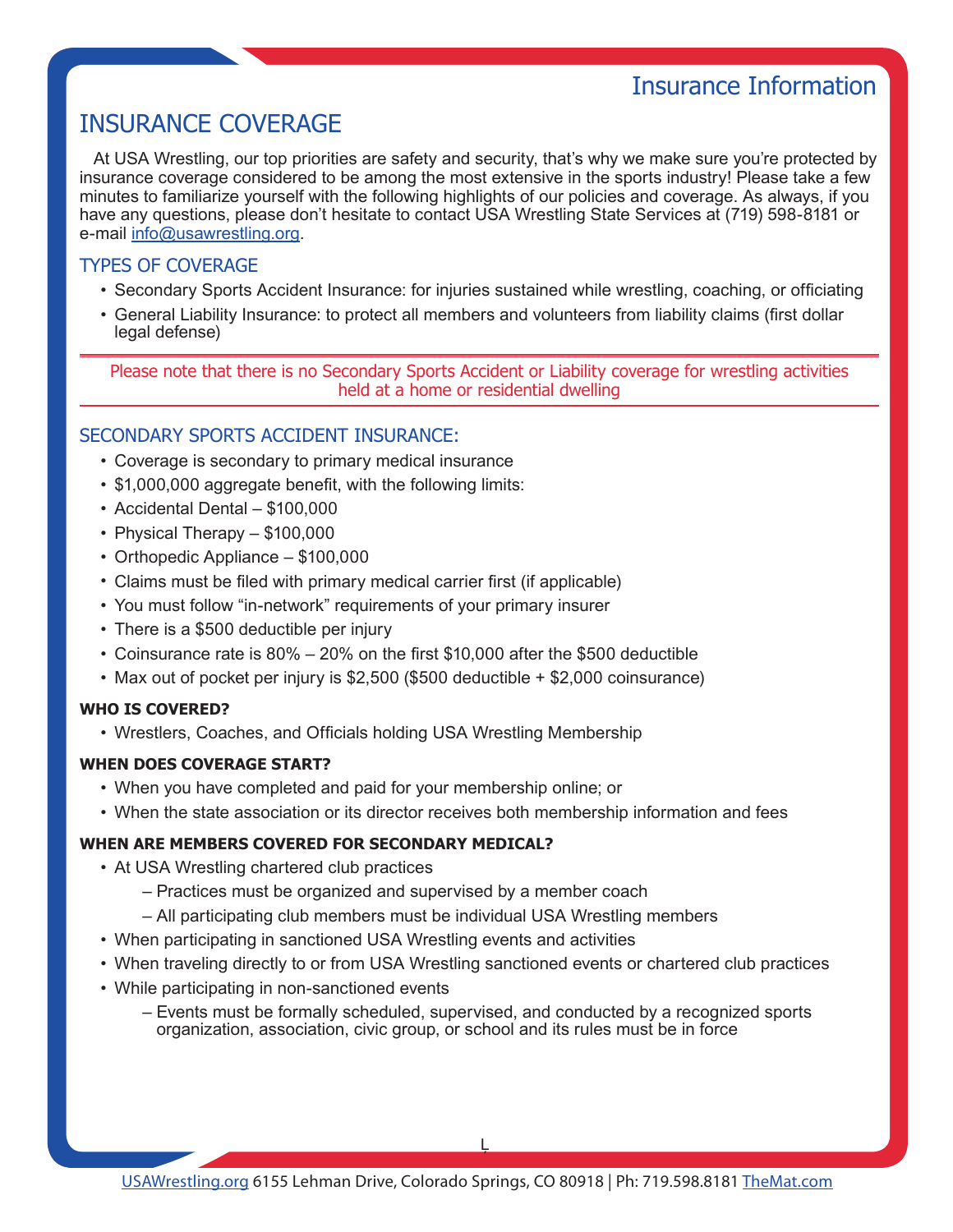# Insurance Information

## INSURANCE COVERAGE

At USA Wrestling, our top priorities are safety and security, that's why we make sure you're protected by insurance coverage considered to be among the most extensive in the sports industry! Please take a few minutes to familiarize yourself with the following highlights of our policies and coverage. As always, if you have any questions, please don't hesitate to contact USA Wrestling State Services at (719) 598-8181 or e-mail info@usawrestling.org.

### TYPES OF COVERAGE

- Secondary Sports Accident Insurance: for injuries sustained while wrestling, coaching, or officiating
- General Liability Insurance: to protect all members and volunteers from liability claims (first dollar legal defense)

Please note that there is no Secondary Sports Accident or Liability coverage for wrestling activities held at a home or residential dwelling

### SECONDARY SPORTS ACCIDENT INSURANCE:

- Coverage is secondary to primary medical insurance
- $1,000,000 aggregate benefit, with the following limits:
- Accidental Dental – $100,000
- Physical Therapy – $100,000
- Orthopedic Appliance – $100,000
- Claims must be filed with primary medical carrier first (if applicable)
- You must follow "in-network" requirements of your primary insurer
- There is a $500 deductible per injury
- Coinsurance rate is 80% – 20% on the first $10,000 after the $500 deductible
- Max out of pocket per injury is $2,500 ($500 deductible + $2,000 coinsurance)

**WHO IS COVERED?**

- Wrestlers, Coaches, and Officials holding USA Wrestling Membership

**WHEN DOES COVERAGE START?**

- When you have completed and paid for your membership online; or
- When the state association or its director receives both membership information and fees

**WHEN ARE MEMBERS COVERED FOR SECONDARY MEDICAL?**

- At USA Wrestling chartered club practices
  - Practices must be organized and supervised by a member coach
  - All participating club members must be individual USA Wrestling members
- When participating in sanctioned USA Wrestling events and activities
- When traveling directly to or from USA Wrestling sanctioned events or chartered club practices
- While participating in non-sanctioned events
  - Events must be formally scheduled, supervised, and conducted by a recognized sports organization, association, civic group, or school and its rules must be in force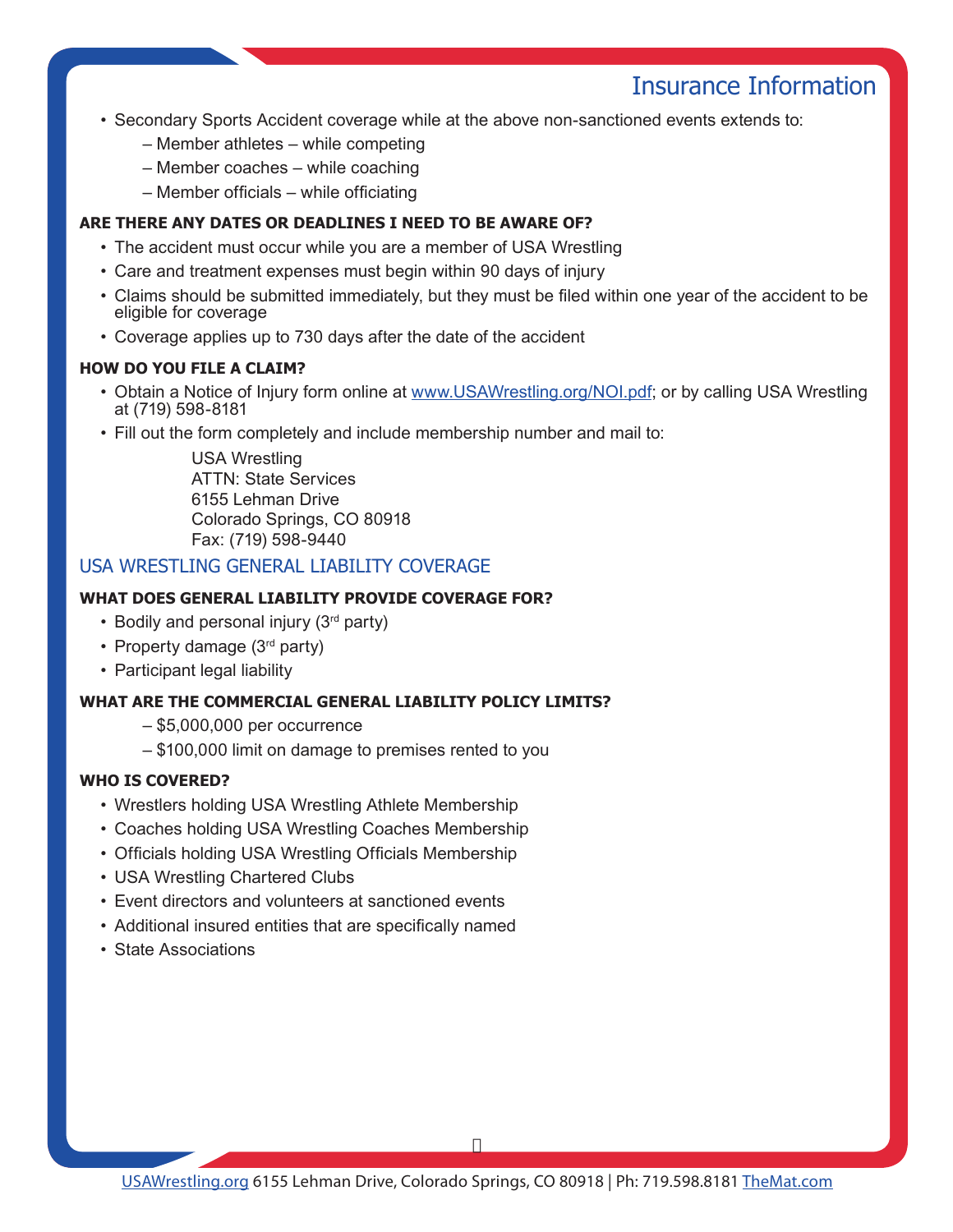- Secondary Sports Accident coverage while at the above non-sanctioned events extends to:
  - Member athletes – while competing
  - Member coaches – while coaching
  - Member officials – while officiating

**ARE THERE ANY DATES OR DEADLINES I NEED TO BE AWARE OF?**

- The accident must occur while you are a member of USA Wrestling
- Care and treatment expenses must begin within 90 days of injury
- Claims should be submitted immediately, but they must be filed within one year of the accident to be eligible for coverage
- Coverage applies up to 730 days after the date of the accident

**HOW DO YOU FILE A CLAIM?**

- Obtain a Notice of Injury form online at [www.USAWrestling.org/NOI.pdf](www.USAWrestling.org/NOI.pdf); or by calling USA Wrestling at (719) 598-8181
- Fill out the form completely and include membership number and mail to:

  USA Wrestling
  ATTN: State Services
  6155 Lehman Drive
  Colorado Springs, CO 80918
  Fax: (719) 598-9440

## USA WRESTLING GENERAL LIABILITY COVERAGE

**WHAT DOES GENERAL LIABILITY PROVIDE COVERAGE FOR?**

- Bodily and personal injury (3rd party)
- Property damage (3rd party)
- Participant legal liability

**WHAT ARE THE COMMERCIAL GENERAL LIABILITY POLICY LIMITS?**

- $5,000,000 per occurrence
- $100,000 limit on damage to premises rented to you

**WHO IS COVERED?**

- Wrestlers holding USA Wrestling Athlete Membership
- Coaches holding USA Wrestling Coaches Membership
- Officials holding USA Wrestling Officials Membership
- USA Wrestling Chartered Clubs
- Event directors and volunteers at sanctioned events
- Additional insured entities that are specifically named
- State Associations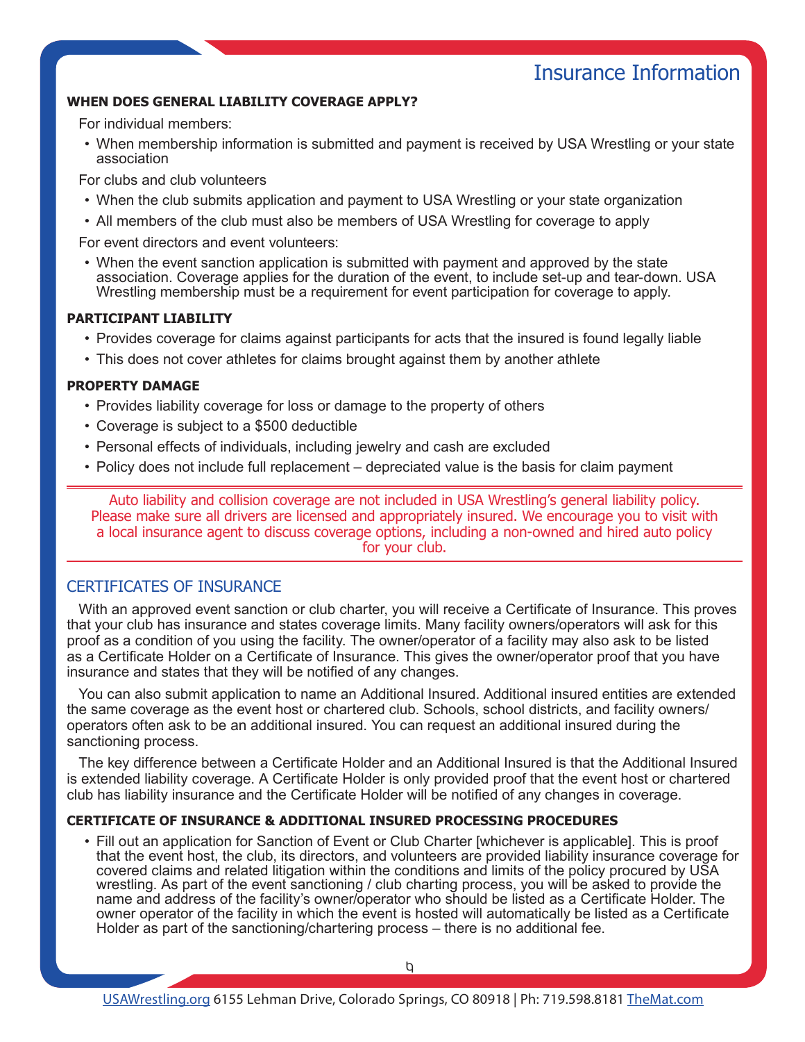# Insurance Information

**WHEN DOES GENERAL LIABILITY COVERAGE APPLY?**

For individual members:

- When membership information is submitted and payment is received by USA Wrestling or your state association

For clubs and club volunteers

- When the club submits application and payment to USA Wrestling or your state organization
- All members of the club must also be members of USA Wrestling for coverage to apply

For event directors and event volunteers:

- When the event sanction application is submitted with payment and approved by the state association. Coverage applies for the duration of the event, to include set-up and tear-down. USA Wrestling membership must be a requirement for event participation for coverage to apply.

**PARTICIPANT LIABILITY**

- Provides coverage for claims against participants for acts that the insured is found legally liable
- This does not cover athletes for claims brought against them by another athlete

**PROPERTY DAMAGE**

- Provides liability coverage for loss or damage to the property of others
- Coverage is subject to a $500 deductible
- Personal effects of individuals, including jewelry and cash are excluded
- Policy does not include full replacement – depreciated value is the basis for claim payment

Auto liability and collision coverage are not included in USA Wrestling's general liability policy. Please make sure all drivers are licensed and appropriately insured. We encourage you to visit with a local insurance agent to discuss coverage options, including a non-owned and hired auto policy for your club.

## CERTIFICATES OF INSURANCE

With an approved event sanction or club charter, you will receive a Certificate of Insurance. This proves that your club has insurance and states coverage limits. Many facility owners/operators will ask for this proof as a condition of you using the facility. The owner/operator of a facility may also ask to be listed as a Certificate Holder on a Certificate of Insurance. This gives the owner/operator proof that you have insurance and states that they will be notified of any changes.

You can also submit application to name an Additional Insured. Additional insured entities are extended the same coverage as the event host or chartered club. Schools, school districts, and facility owners/operators often ask to be an additional insured. You can request an additional insured during the sanctioning process.

The key difference between a Certificate Holder and an Additional Insured is that the Additional Insured is extended liability coverage. A Certificate Holder is only provided proof that the event host or chartered club has liability insurance and the Certificate Holder will be notified of any changes in coverage.

**CERTIFICATE OF INSURANCE & ADDITIONAL INSURED PROCESSING PROCEDURES**

- Fill out an application for Sanction of Event or Club Charter [whichever is applicable]. This is proof that the event host, the club, its directors, and volunteers are provided liability insurance coverage for covered claims and related litigation within the conditions and limits of the policy procured by USA wrestling. As part of the event sanctioning / club charting process, you will be asked to provide the name and address of the facility's owner/operator who should be listed as a Certificate Holder. The owner operator of the facility in which the event is hosted will automatically be listed as a Certificate Holder as part of the sanctioning/chartering process – there is no additional fee.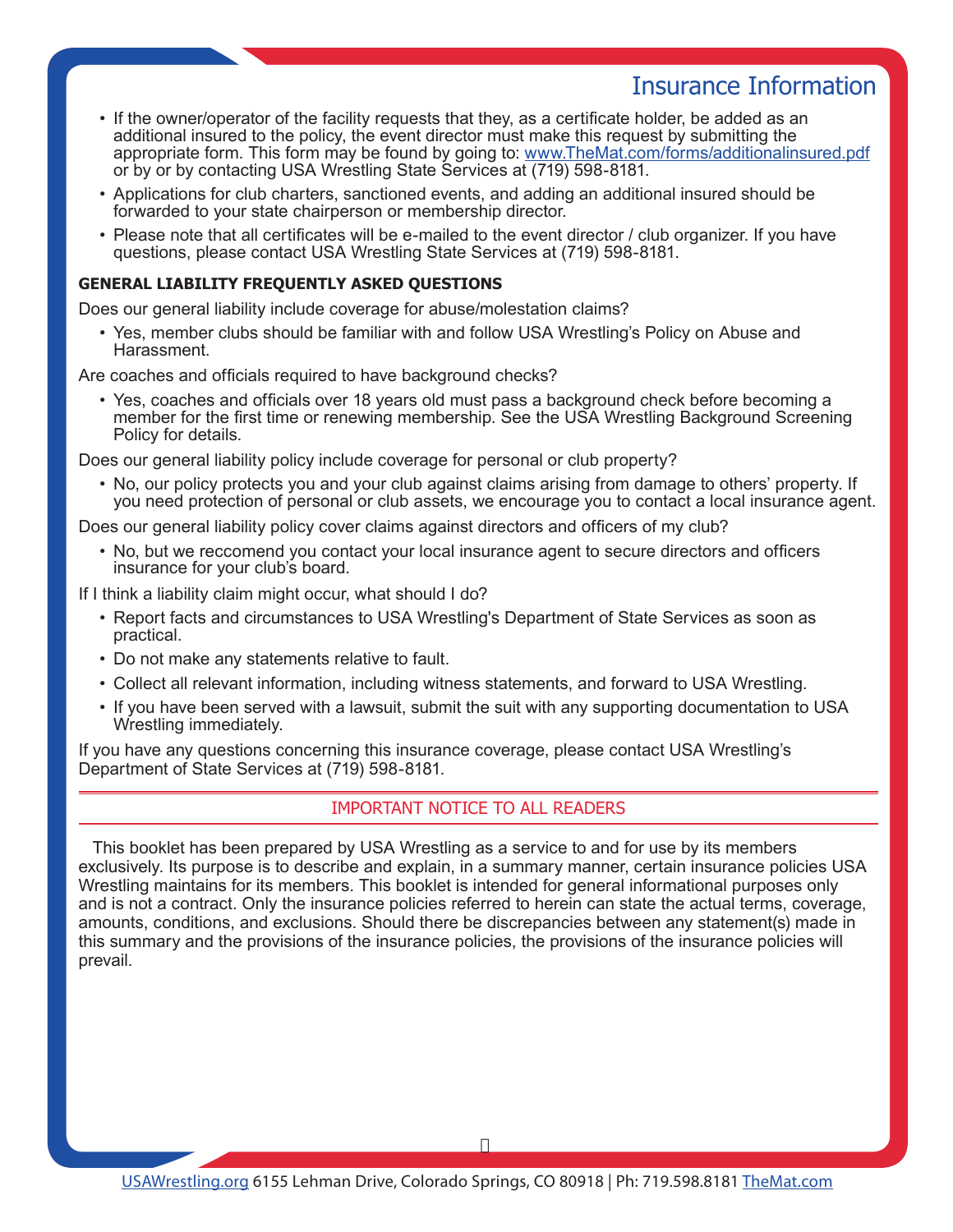## Insurance Information

- If the owner/operator of the facility requests that they, as a certificate holder, be added as an additional insured to the policy, the event director must make this request by submitting the appropriate form. This form may be found by going to: www.TheMat.com/forms/additionalinsured.pdf or by or by contacting USA Wrestling State Services at (719) 598-8181.
- Applications for club charters, sanctioned events, and adding an additional insured should be forwarded to your state chairperson or membership director.
- Please note that all certificates will be e-mailed to the event director / club organizer. If you have questions, please contact USA Wrestling State Services at (719) 598-8181.

**GENERAL LIABILITY FREQUENTLY ASKED QUESTIONS**

Does our general liability include coverage for abuse/molestation claims?

- Yes, member clubs should be familiar with and follow USA Wrestling's Policy on Abuse and Harassment.

Are coaches and officials required to have background checks?

- Yes, coaches and officials over 18 years old must pass a background check before becoming a member for the first time or renewing membership. See the USA Wrestling Background Screening Policy for details.

Does our general liability policy include coverage for personal or club property?

- No, our policy protects you and your club against claims arising from damage to others' property. If you need protection of personal or club assets, we encourage you to contact a local insurance agent.

Does our general liability policy cover claims against directors and officers of my club?

- No, but we reccomend you contact your local insurance agent to secure directors and officers insurance for your club's board.

If I think a liability claim might occur, what should I do?

- Report facts and circumstances to USA Wrestling's Department of State Services as soon as practical.
- Do not make any statements relative to fault.
- Collect all relevant information, including witness statements, and forward to USA Wrestling.
- If you have been served with a lawsuit, submit the suit with any supporting documentation to USA Wrestling immediately.

If you have any questions concerning this insurance coverage, please contact USA Wrestling's Department of State Services at (719) 598-8181.

---

### IMPORTANT NOTICE TO ALL READERS

This booklet has been prepared by USA Wrestling as a service to and for use by its members exclusively. Its purpose is to describe and explain, in a summary manner, certain insurance policies USA Wrestling maintains for its members. This booklet is intended for general informational purposes only and is not a contract. Only the insurance policies referred to herein can state the actual terms, coverage, amounts, conditions, and exclusions. Should there be discrepancies between any statement(s) made in this summary and the provisions of the insurance policies, the provisions of the insurance policies will prevail.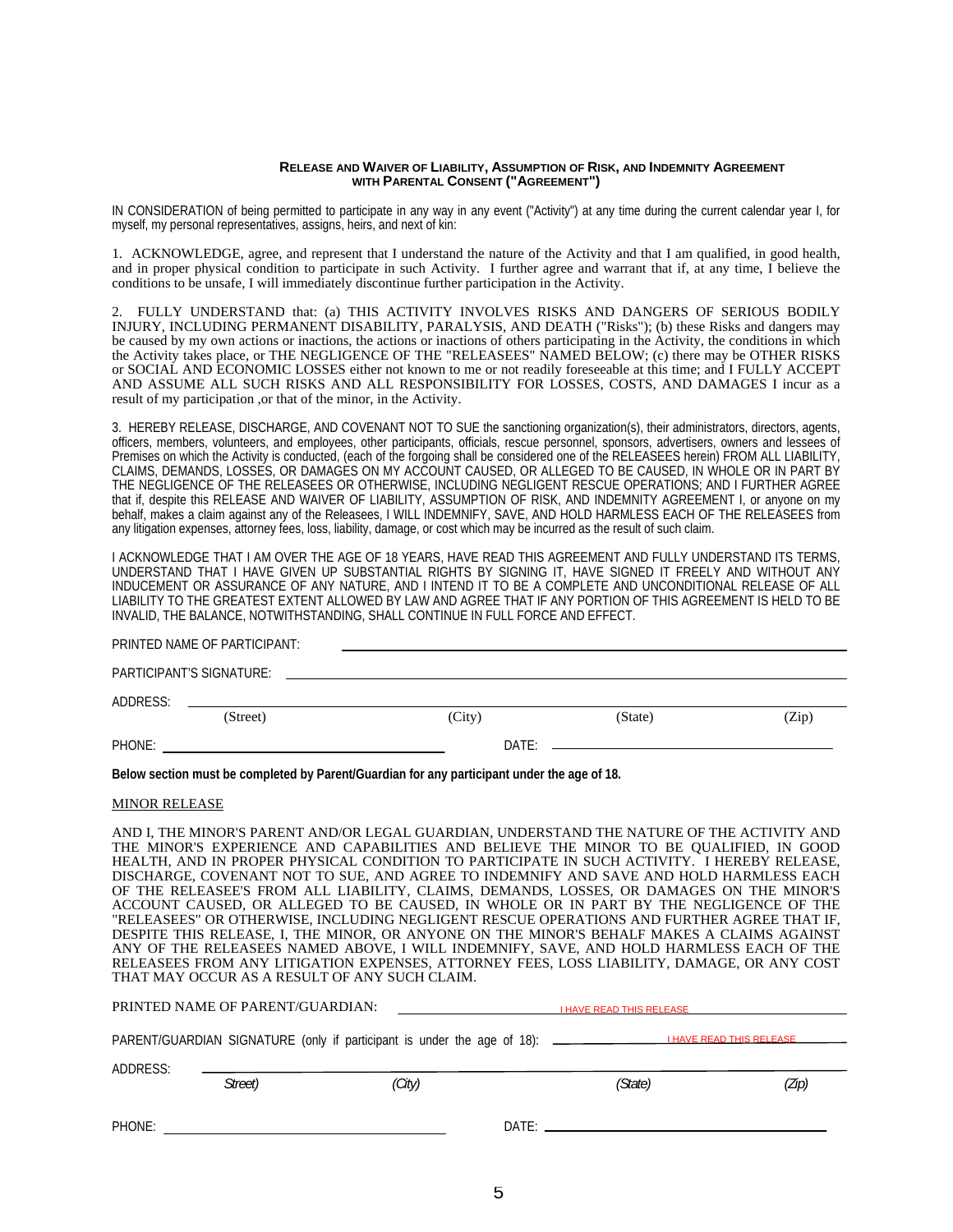**RELEASE AND WAIVER OF LIABILITY, ASSUMPTION OF RISK, AND INDEMNITY AGREEMENT WITH PARENTAL CONSENT ("AGREEMENT")**

IN CONSIDERATION of being permitted to participate in any way in any event ("Activity") at any time during the current calendar year I, for myself, my personal representatives, assigns, heirs, and next of kin:

1. ACKNOWLEDGE, agree, and represent that I understand the nature of the Activity and that I am qualified, in good health, and in proper physical condition to participate in such Activity. I further agree and warrant that if, at any time, I believe the conditions to be unsafe, I will immediately discontinue further participation in the Activity.

2. FULLY UNDERSTAND that: (a) THIS ACTIVITY INVOLVES RISKS AND DANGERS OF SERIOUS BODILY INJURY, INCLUDING PERMANENT DISABILITY, PARALYSIS, AND DEATH ("Risks"); (b) these Risks and dangers may be caused by my own actions or inactions, the actions or inactions of others participating in the Activity, the conditions in which the Activity takes place, or THE NEGLIGENCE OF THE "RELEASEES" NAMED BELOW; (c) there may be OTHER RISKS or SOCIAL AND ECONOMIC LOSSES either not known to me or not readily foreseeable at this time; and I FULLY ACCEPT AND ASSUME ALL SUCH RISKS AND ALL RESPONSIBILITY FOR LOSSES, COSTS, AND DAMAGES I incur as a result of my participation ,or that of the minor, in the Activity.

3. HEREBY RELEASE, DISCHARGE, AND COVENANT NOT TO SUE the sanctioning organization(s), their administrators, directors, agents, officers, members, volunteers, and employees, other participants, officials, rescue personnel, sponsors, advertisers, owners and lessees of Premises on which the Activity is conducted, (each of the forgoing shall be considered one of the RELEASEES herein) FROM ALL LIABILITY, CLAIMS, DEMANDS, LOSSES, OR DAMAGES ON MY ACCOUNT CAUSED, OR ALLEGED TO BE CAUSED, IN WHOLE OR IN PART BY THE NEGLIGENCE OF THE RELEASEES OR OTHERWISE, INCLUDING NEGLIGENT RESCUE OPERATIONS; AND I FURTHER AGREE that if, despite this RELEASE AND WAIVER OF LIABILITY, ASSUMPTION OF RISK, AND INDEMNITY AGREEMENT I, or anyone on my behalf, makes a claim against any of the Releasees, I WILL INDEMNIFY, SAVE, AND HOLD HARMLESS EACH OF THE RELEASEES from any litigation expenses, attorney fees, loss, liability, damage, or cost which may be incurred as the result of such claim.

I ACKNOWLEDGE THAT I AM OVER THE AGE OF 18 YEARS, HAVE READ THIS AGREEMENT AND FULLY UNDERSTAND ITS TERMS, UNDERSTAND THAT I HAVE GIVEN UP SUBSTANTIAL RIGHTS BY SIGNING IT, HAVE SIGNED IT FREELY AND WITHOUT ANY INDUCEMENT OR ASSURANCE OF ANY NATURE, AND I INTEND IT TO BE A COMPLETE AND UNCONDITIONAL RELEASE OF ALL LIABILITY TO THE GREATEST EXTENT ALLOWED BY LAW AND AGREE THAT IF ANY PORTION OF THIS AGREEMENT IS HELD TO BE INVALID, THE BALANCE, NOTWITHSTANDING, SHALL CONTINUE IN FULL FORCE AND EFFECT.

PRINTED NAME OF PARTICIPANT: ______________________________

PARTICIPANT'S SIGNATURE: ______________________________

ADDRESS: ______________________________
(Street) (City) (State) (Zip)

PHONE: ____________________ DATE: ____________________

**Below section must be completed by Parent/Guardian for any participant under the age of 18.**

MINOR RELEASE

AND I, THE MINOR'S PARENT AND/OR LEGAL GUARDIAN, UNDERSTAND THE NATURE OF THE ACTIVITY AND THE MINOR'S EXPERIENCE AND CAPABILITIES AND BELIEVE THE MINOR TO BE QUALIFIED, IN GOOD HEALTH, AND IN PROPER PHYSICAL CONDITION TO PARTICIPATE IN SUCH ACTIVITY. I HEREBY RELEASE, DISCHARGE, COVENANT NOT TO SUE, AND AGREE TO INDEMNIFY AND SAVE AND HOLD HARMLESS EACH OF THE RELEASEE'S FROM ALL LIABILITY, CLAIMS, DEMANDS, LOSSES, OR DAMAGES ON THE MINOR'S ACCOUNT CAUSED, OR ALLEGED TO BE CAUSED, IN WHOLE OR IN PART BY THE NEGLIGENCE OF THE "RELEASEES" OR OTHERWISE, INCLUDING NEGLIGENT RESCUE OPERATIONS AND FURTHER AGREE THAT IF, DESPITE THIS RELEASE, I, THE MINOR, OR ANYONE ON THE MINOR'S BEHALF MAKES A CLAIMS AGAINST ANY OF THE RELEASEES NAMED ABOVE, I WILL INDEMNIFY, SAVE, AND HOLD HARMLESS EACH OF THE RELEASEES FROM ANY LITIGATION EXPENSES, ATTORNEY FEES, LOSS LIABILITY, DAMAGE, OR ANY COST THAT MAY OCCUR AS A RESULT OF ANY SUCH CLAIM.

PRINTED NAME OF PARENT/GUARDIAN: __________ I HAVE READ THIS RELEASE __________

PARENT/GUARDIAN SIGNATURE (only if participant is under the age of 18): __________ I HAVE READ THIS RELEASE __________

ADDRESS: ______________________________
*Street)* *(City)* *(State)* *(Zip)*

PHONE: ____________________ DATE: ____________________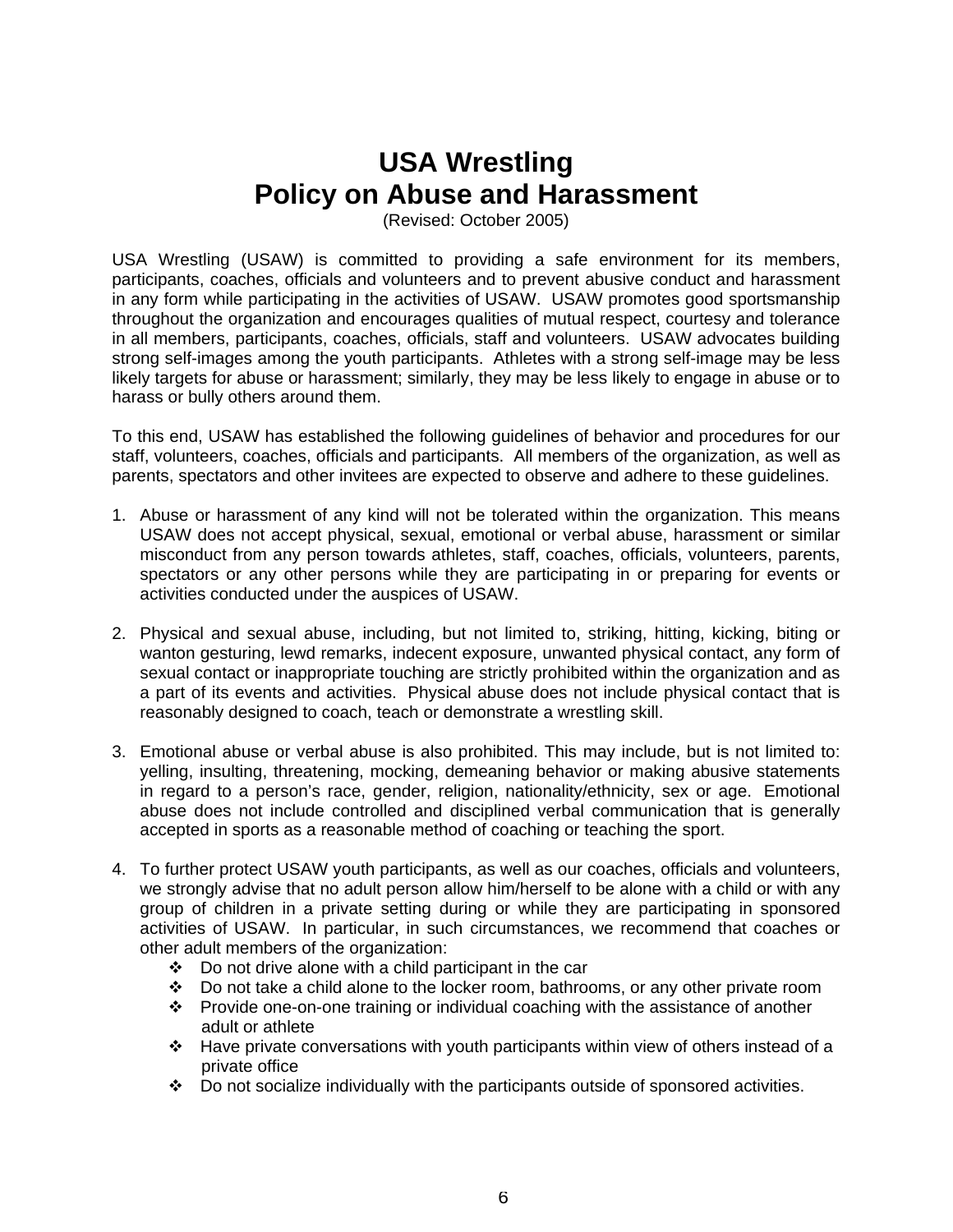# USA Wrestling
# Policy on Abuse and Harassment

(Revised: October 2005)

USA Wrestling (USAW) is committed to providing a safe environment for its members, participants, coaches, officials and volunteers and to prevent abusive conduct and harassment in any form while participating in the activities of USAW. USAW promotes good sportsmanship throughout the organization and encourages qualities of mutual respect, courtesy and tolerance in all members, participants, coaches, officials, staff and volunteers. USAW advocates building strong self-images among the youth participants. Athletes with a strong self-image may be less likely targets for abuse or harassment; similarly, they may be less likely to engage in abuse or to harass or bully others around them.

To this end, USAW has established the following guidelines of behavior and procedures for our staff, volunteers, coaches, officials and participants. All members of the organization, as well as parents, spectators and other invitees are expected to observe and adhere to these guidelines.

1. Abuse or harassment of any kind will not be tolerated within the organization. This means USAW does not accept physical, sexual, emotional or verbal abuse, harassment or similar misconduct from any person towards athletes, staff, coaches, officials, volunteers, parents, spectators or any other persons while they are participating in or preparing for events or activities conducted under the auspices of USAW.

2. Physical and sexual abuse, including, but not limited to, striking, hitting, kicking, biting or wanton gesturing, lewd remarks, indecent exposure, unwanted physical contact, any form of sexual contact or inappropriate touching are strictly prohibited within the organization and as a part of its events and activities. Physical abuse does not include physical contact that is reasonably designed to coach, teach or demonstrate a wrestling skill.

3. Emotional abuse or verbal abuse is also prohibited. This may include, but is not limited to: yelling, insulting, threatening, mocking, demeaning behavior or making abusive statements in regard to a person's race, gender, religion, nationality/ethnicity, sex or age. Emotional abuse does not include controlled and disciplined verbal communication that is generally accepted in sports as a reasonable method of coaching or teaching the sport.

4. To further protect USAW youth participants, as well as our coaches, officials and volunteers, we strongly advise that no adult person allow him/herself to be alone with a child or with any group of children in a private setting during or while they are participating in sponsored activities of USAW. In particular, in such circumstances, we recommend that coaches or other adult members of the organization:
   - Do not drive alone with a child participant in the car
   - Do not take a child alone to the locker room, bathrooms, or any other private room
   - Provide one-on-one training or individual coaching with the assistance of another adult or athlete
   - Have private conversations with youth participants within view of others instead of a private office
   - Do not socialize individually with the participants outside of sponsored activities.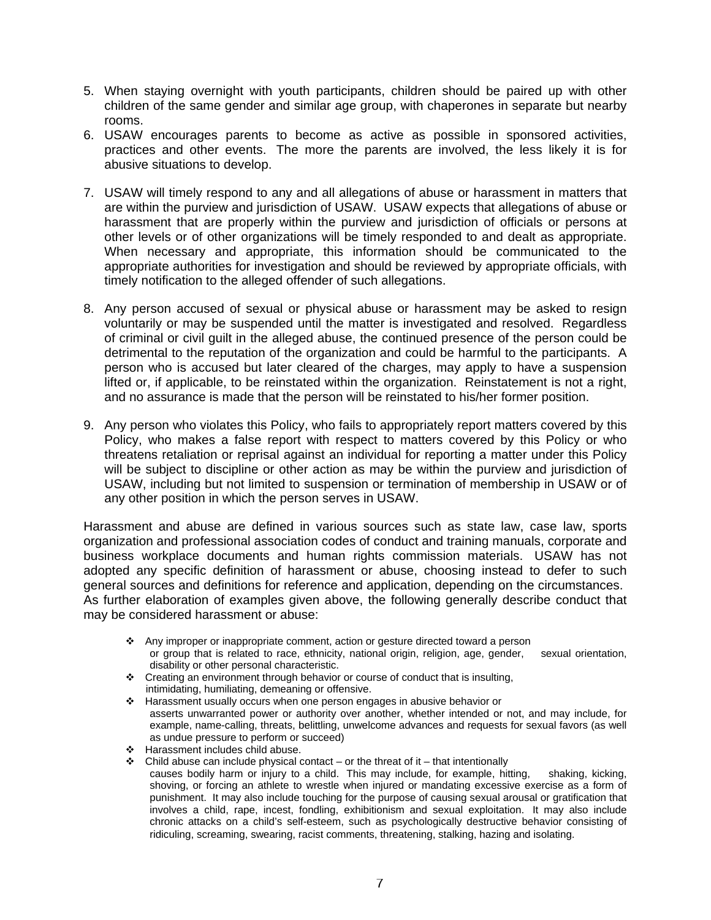5. When staying overnight with youth participants, children should be paired up with other children of the same gender and similar age group, with chaperones in separate but nearby rooms.
6. USAW encourages parents to become as active as possible in sponsored activities, practices and other events. The more the parents are involved, the less likely it is for abusive situations to develop.

7. USAW will timely respond to any and all allegations of abuse or harassment in matters that are within the purview and jurisdiction of USAW. USAW expects that allegations of abuse or harassment that are properly within the purview and jurisdiction of officials or persons at other levels or of other organizations will be timely responded to and dealt as appropriate. When necessary and appropriate, this information should be communicated to the appropriate authorities for investigation and should be reviewed by appropriate officials, with timely notification to the alleged offender of such allegations.

8. Any person accused of sexual or physical abuse or harassment may be asked to resign voluntarily or may be suspended until the matter is investigated and resolved. Regardless of criminal or civil guilt in the alleged abuse, the continued presence of the person could be detrimental to the reputation of the organization and could be harmful to the participants. A person who is accused but later cleared of the charges, may apply to have a suspension lifted or, if applicable, to be reinstated within the organization. Reinstatement is not a right, and no assurance is made that the person will be reinstated to his/her former position.

9. Any person who violates this Policy, who fails to appropriately report matters covered by this Policy, who makes a false report with respect to matters covered by this Policy or who threatens retaliation or reprisal against an individual for reporting a matter under this Policy will be subject to discipline or other action as may be within the purview and jurisdiction of USAW, including but not limited to suspension or termination of membership in USAW or of any other position in which the person serves in USAW.

Harassment and abuse are defined in various sources such as state law, case law, sports organization and professional association codes of conduct and training manuals, corporate and business workplace documents and human rights commission materials. USAW has not adopted any specific definition of harassment or abuse, choosing instead to defer to such general sources and definitions for reference and application, depending on the circumstances. As further elaboration of examples given above, the following generally describe conduct that may be considered harassment or abuse:

- Any improper or inappropriate comment, action or gesture directed toward a person or group that is related to race, ethnicity, national origin, religion, age, gender, sexual orientation, disability or other personal characteristic.
- Creating an environment through behavior or course of conduct that is insulting, intimidating, humiliating, demeaning or offensive.
- Harassment usually occurs when one person engages in abusive behavior or asserts unwarranted power or authority over another, whether intended or not, and may include, for example, name-calling, threats, belittling, unwelcome advances and requests for sexual favors (as well as undue pressure to perform or succeed)
- Harassment includes child abuse.
- Child abuse can include physical contact – or the threat of it – that intentionally causes bodily harm or injury to a child. This may include, for example, hitting, shaking, kicking, shoving, or forcing an athlete to wrestle when injured or mandating excessive exercise as a form of punishment. It may also include touching for the purpose of causing sexual arousal or gratification that involves a child, rape, incest, fondling, exhibitionism and sexual exploitation. It may also include chronic attacks on a child's self-esteem, such as psychologically destructive behavior consisting of ridiculing, screaming, swearing, racist comments, threatening, stalking, hazing and isolating.